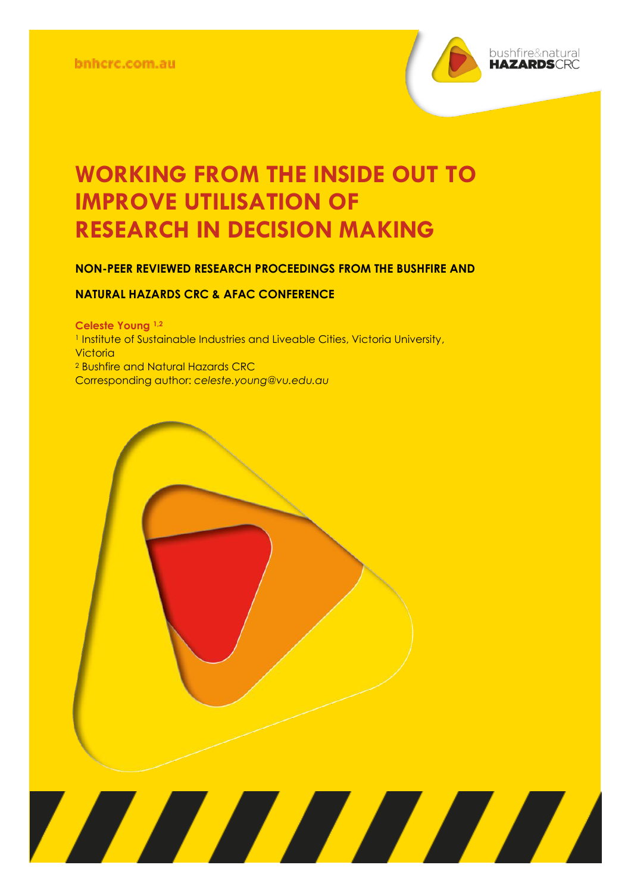bnhcrc.com.au

# WORKING FROM THE INSIDE OUT TO IMPROVE UTILISATION OF RESEARCH IN DECISION MAKING

**NON-PEER REVIEWED RESEARCH PROCEEDINGS FROM THE BUSHFIRE AND NATURAL HAZARDS CRC & AFAC CONFERENCE**

**Celeste Young [1,2]**

[1] Institute of Sustainable Industries and Liveable Cities, Victoria University, Victoria

[2] Bushfire and Natural Hazards CRC

Corresponding author: *celeste.young@vu.edu.au*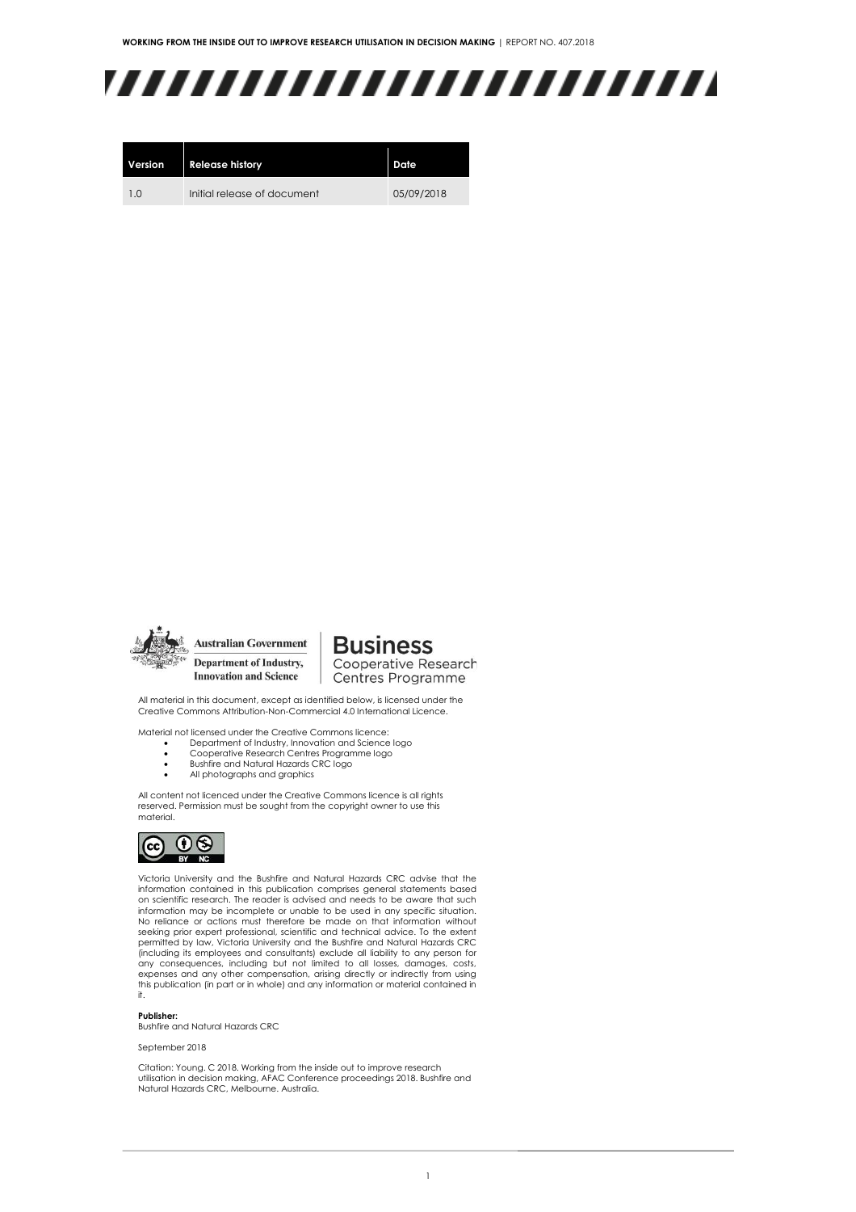| Version | Release history | Date |
| --- | --- | --- |
| 1.0 | Initial release of document | 05/09/2018 |

Australian Government
Department of Industry, Innovation and Science

Business Cooperative Research Centres Programme

All material in this document, except as identified below, is licensed under the Creative Commons Attribution-Non-Commercial 4.0 International Licence.

Material not licensed under the Creative Commons licence:

- Department of Industry, Innovation and Science logo
- Cooperative Research Centres Programme logo
- Bushfire and Natural Hazards CRC logo
- All photographs and graphics

All content not licenced under the Creative Commons licence is all rights reserved. Permission must be sought from the copyright owner to use this material.

Victoria University and the Bushfire and Natural Hazards CRC advise that the information contained in this publication comprises general statements based on scientific research. The reader is advised and needs to be aware that such information may be incomplete or unable to be used in any specific situation. No reliance or actions must therefore be made on that information without seeking prior expert professional, scientific and technical advice. To the extent permitted by law, Victoria University and the Bushfire and Natural Hazards CRC (including its employees and consultants) exclude all liability to any person for any consequences, including but not limited to all losses, damages, costs, expenses and any other compensation, arising directly or indirectly from using this publication (in part or in whole) and any information or material contained in it.

**Publisher:**
Bushfire and Natural Hazards CRC

September 2018

Citation: Young. C 2018. Working from the inside out to improve research utilisation in decision making, AFAC Conference proceedings 2018. Bushfire and Natural Hazards CRC, Melbourne. Australia.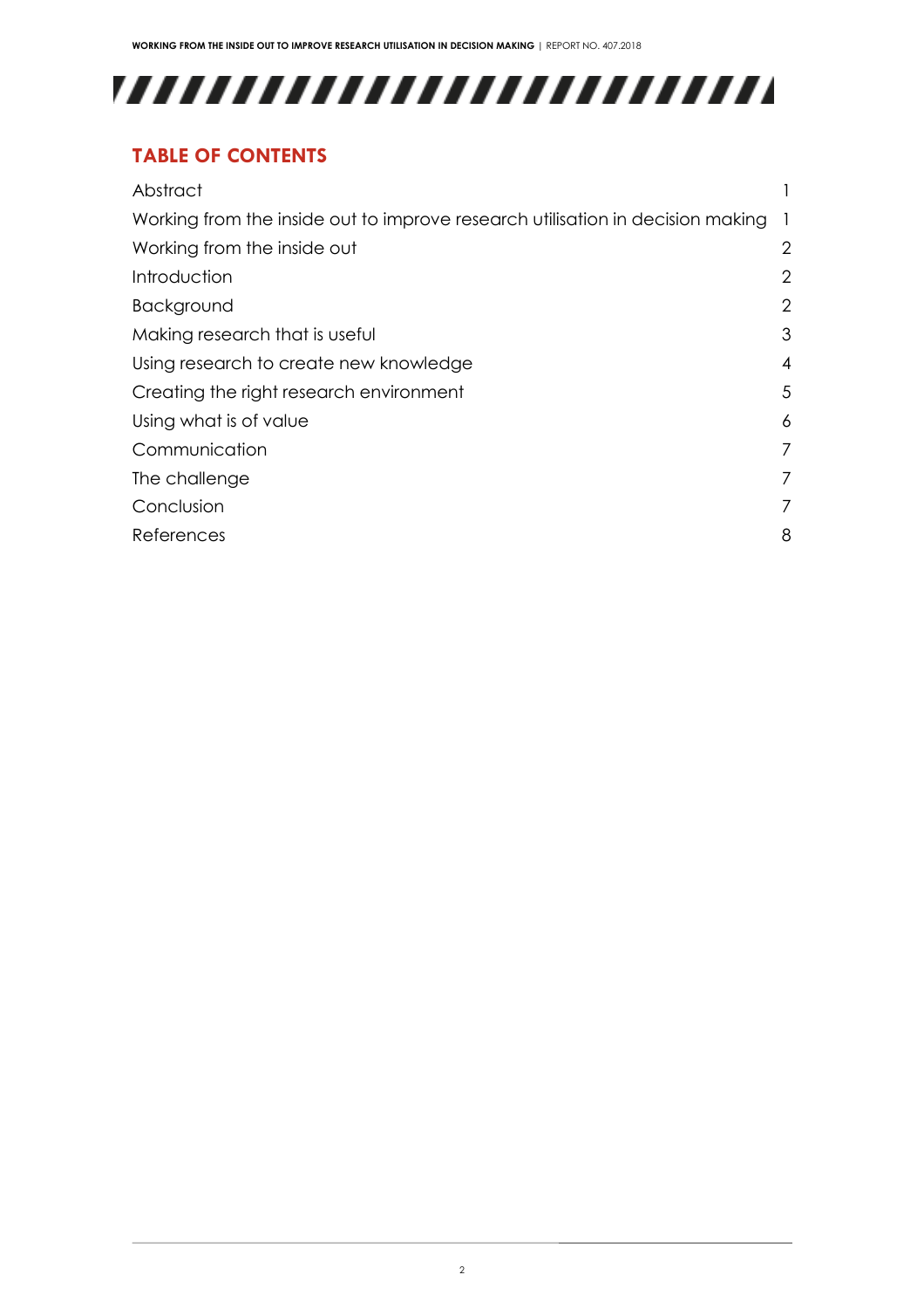## TABLE OF CONTENTS

| | |
|---|---|
| Abstract | 1 |
| Working from the inside out to improve research utilisation in decision making | 1 |
| Working from the inside out | 2 |
| Introduction | 2 |
| Background | 2 |
| Making research that is useful | 3 |
| Using research to create new knowledge | 4 |
| Creating the right research environment | 5 |
| Using what is of value | 6 |
| Communication | 7 |
| The challenge | 7 |
| Conclusion | 7 |
| References | 8 |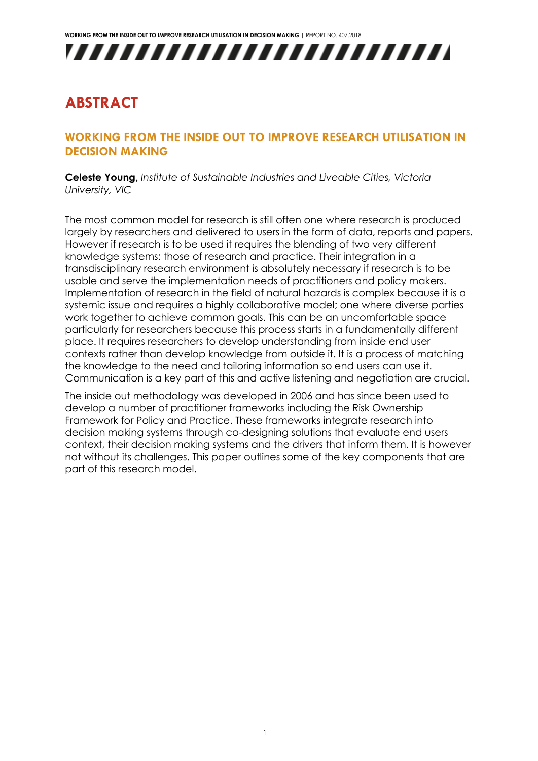# ABSTRACT

## WORKING FROM THE INSIDE OUT TO IMPROVE RESEARCH UTILISATION IN DECISION MAKING

**Celeste Young,** *Institute of Sustainable Industries and Liveable Cities, Victoria University, VIC*

The most common model for research is still often one where research is produced largely by researchers and delivered to users in the form of data, reports and papers. However if research is to be used it requires the blending of two very different knowledge systems: those of research and practice. Their integration in a transdisciplinary research environment is absolutely necessary if research is to be usable and serve the implementation needs of practitioners and policy makers. Implementation of research in the field of natural hazards is complex because it is a systemic issue and requires a highly collaborative model; one where diverse parties work together to achieve common goals. This can be an uncomfortable space particularly for researchers because this process starts in a fundamentally different place. It requires researchers to develop understanding from inside end user contexts rather than develop knowledge from outside it. It is a process of matching the knowledge to the need and tailoring information so end users can use it. Communication is a key part of this and active listening and negotiation are crucial.

The inside out methodology was developed in 2006 and has since been used to develop a number of practitioner frameworks including the Risk Ownership Framework for Policy and Practice. These frameworks integrate research into decision making systems through co-designing solutions that evaluate end users context, their decision making systems and the drivers that inform them. It is however not without its challenges. This paper outlines some of the key components that are part of this research model.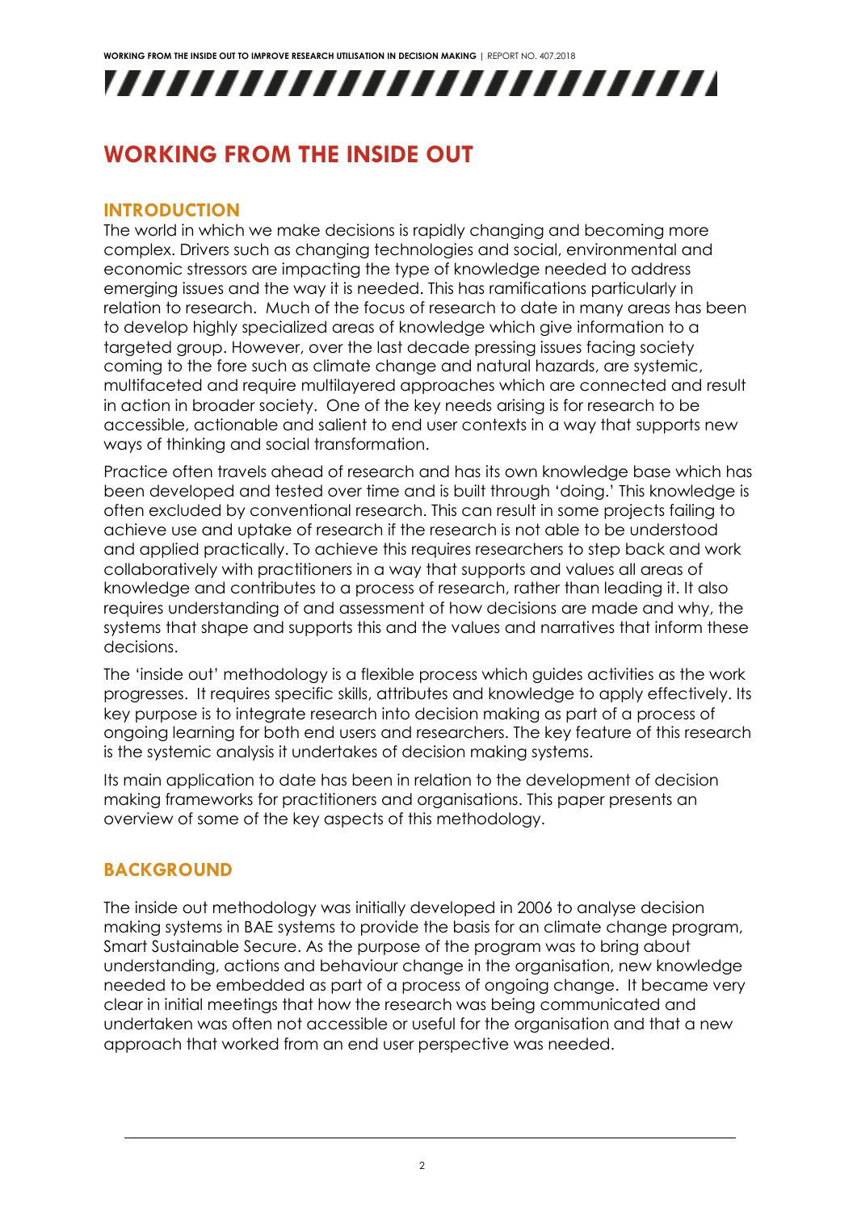# WORKING FROM THE INSIDE OUT

## INTRODUCTION

The world in which we make decisions is rapidly changing and becoming more complex. Drivers such as changing technologies and social, environmental and economic stressors are impacting the type of knowledge needed to address emerging issues and the way it is needed. This has ramifications particularly in relation to research. Much of the focus of research to date in many areas has been to develop highly specialized areas of knowledge which give information to a targeted group. However, over the last decade pressing issues facing society coming to the fore such as climate change and natural hazards, are systemic, multifaceted and require multilayered approaches which are connected and result in action in broader society. One of the key needs arising is for research to be accessible, actionable and salient to end user contexts in a way that supports new ways of thinking and social transformation.

Practice often travels ahead of research and has its own knowledge base which has been developed and tested over time and is built through 'doing.' This knowledge is often excluded by conventional research. This can result in some projects failing to achieve use and uptake of research if the research is not able to be understood and applied practically. To achieve this requires researchers to step back and work collaboratively with practitioners in a way that supports and values all areas of knowledge and contributes to a process of research, rather than leading it. It also requires understanding of and assessment of how decisions are made and why, the systems that shape and supports this and the values and narratives that inform these decisions.

The 'inside out' methodology is a flexible process which guides activities as the work progresses. It requires specific skills, attributes and knowledge to apply effectively. Its key purpose is to integrate research into decision making as part of a process of ongoing learning for both end users and researchers. The key feature of this research is the systemic analysis it undertakes of decision making systems.

Its main application to date has been in relation to the development of decision making frameworks for practitioners and organisations. This paper presents an overview of some of the key aspects of this methodology.

## BACKGROUND

The inside out methodology was initially developed in 2006 to analyse decision making systems in BAE systems to provide the basis for an climate change program, Smart Sustainable Secure. As the purpose of the program was to bring about understanding, actions and behaviour change in the organisation, new knowledge needed to be embedded as part of a process of ongoing change. It became very clear in initial meetings that how the research was being communicated and undertaken was often not accessible or useful for the organisation and that a new approach that worked from an end user perspective was needed.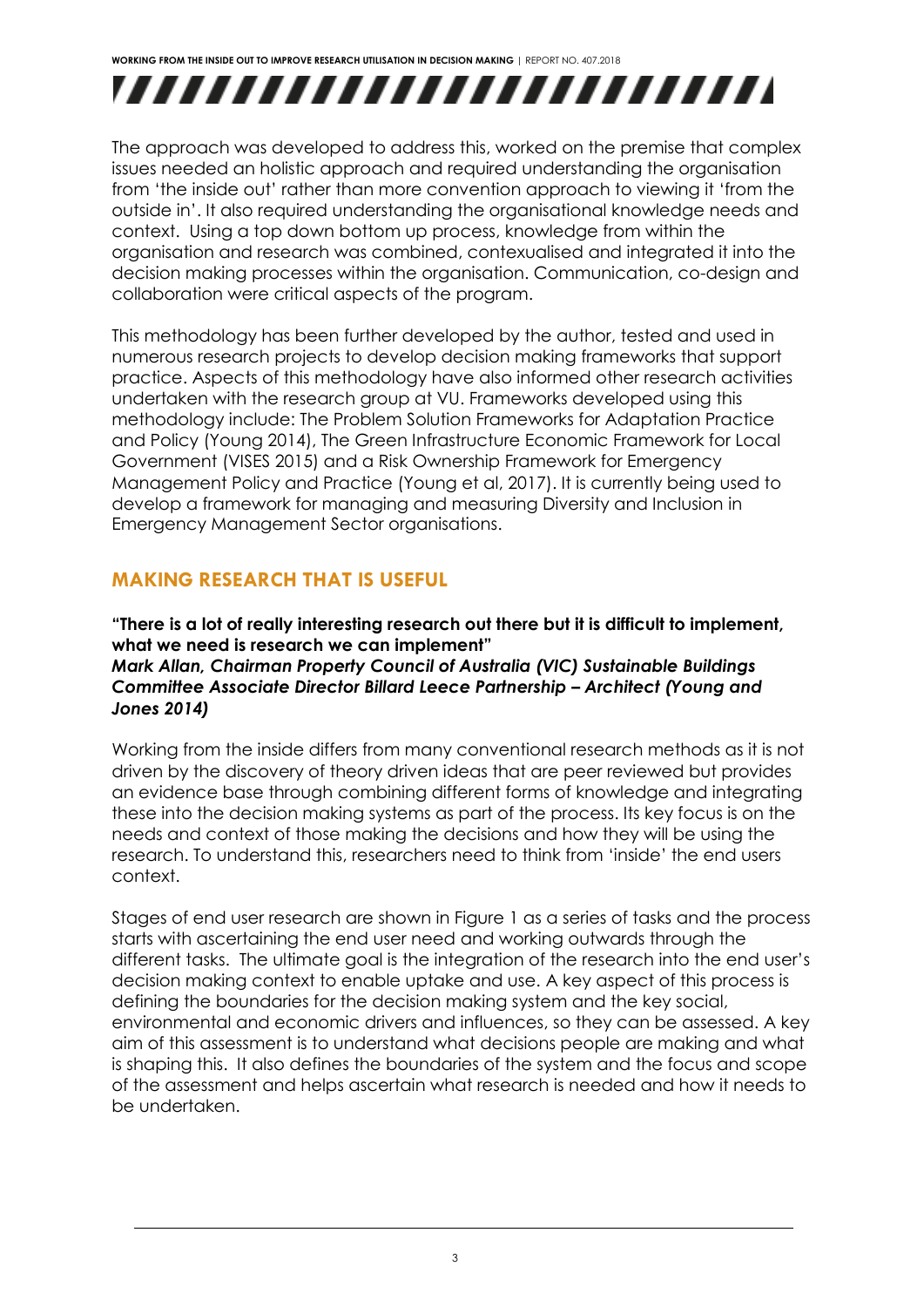The approach was developed to address this, worked on the premise that complex issues needed an holistic approach and required understanding the organisation from 'the inside out' rather than more convention approach to viewing it 'from the outside in'. It also required understanding the organisational knowledge needs and context. Using a top down bottom up process, knowledge from within the organisation and research was combined, contexualised and integrated it into the decision making processes within the organisation. Communication, co-design and collaboration were critical aspects of the program.

This methodology has been further developed by the author, tested and used in numerous research projects to develop decision making frameworks that support practice. Aspects of this methodology have also informed other research activities undertaken with the research group at VU. Frameworks developed using this methodology include: The Problem Solution Frameworks for Adaptation Practice and Policy (Young 2014), The Green Infrastructure Economic Framework for Local Government (VISES 2015) and a Risk Ownership Framework for Emergency Management Policy and Practice (Young et al, 2017). It is currently being used to develop a framework for managing and measuring Diversity and Inclusion in Emergency Management Sector organisations.

## MAKING RESEARCH THAT IS USEFUL

**"There is a lot of really interesting research out there but it is difficult to implement, what we need is research we can implement"**
***Mark Allan, Chairman Property Council of Australia (VIC) Sustainable Buildings Committee Associate Director Billard Leece Partnership – Architect (Young and Jones 2014)***

Working from the inside differs from many conventional research methods as it is not driven by the discovery of theory driven ideas that are peer reviewed but provides an evidence base through combining different forms of knowledge and integrating these into the decision making systems as part of the process. Its key focus is on the needs and context of those making the decisions and how they will be using the research. To understand this, researchers need to think from 'inside' the end users context.

Stages of end user research are shown in Figure 1 as a series of tasks and the process starts with ascertaining the end user need and working outwards through the different tasks. The ultimate goal is the integration of the research into the end user's decision making context to enable uptake and use. A key aspect of this process is defining the boundaries for the decision making system and the key social, environmental and economic drivers and influences, so they can be assessed. A key aim of this assessment is to understand what decisions people are making and what is shaping this. It also defines the boundaries of the system and the focus and scope of the assessment and helps ascertain what research is needed and how it needs to be undertaken.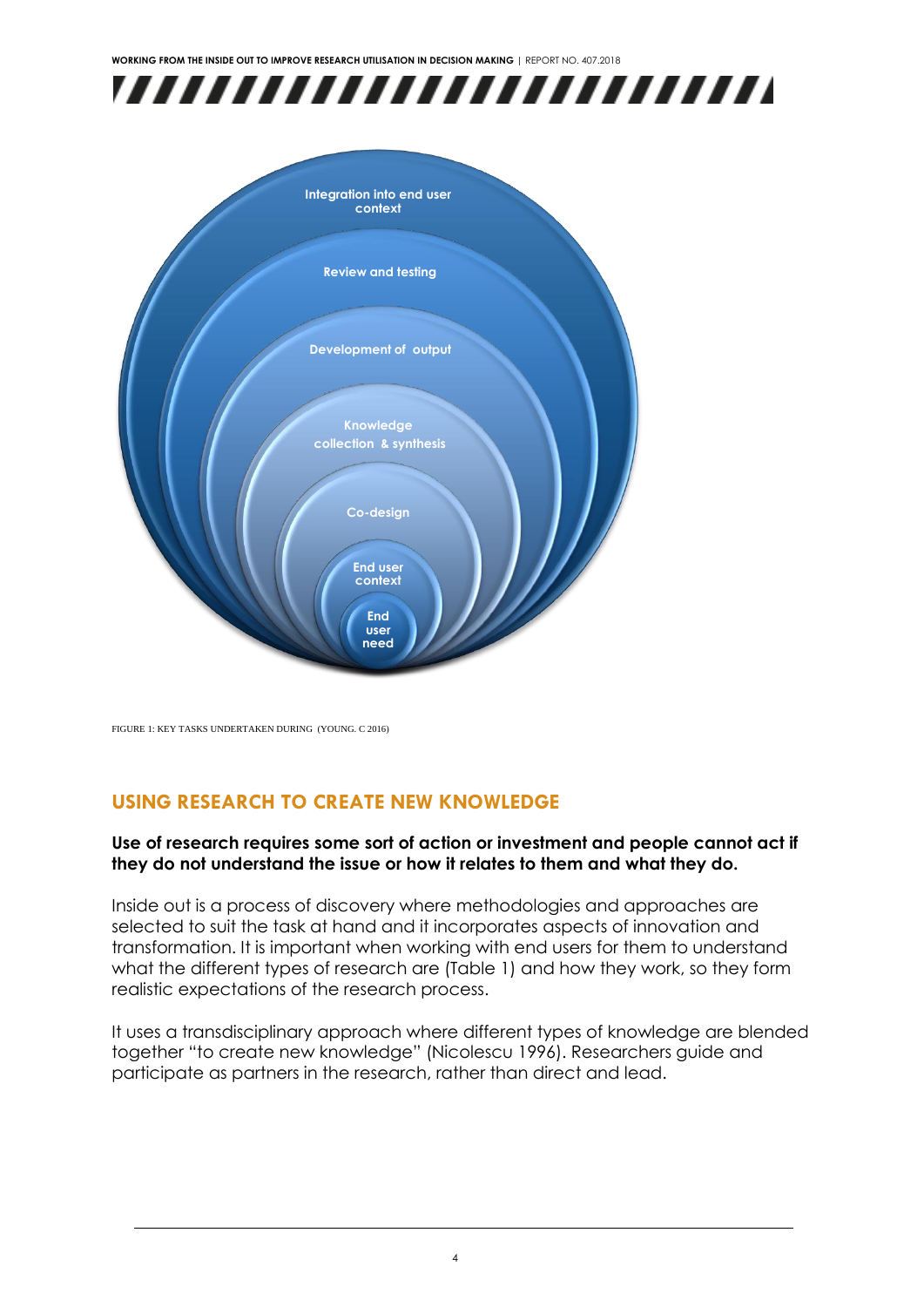Integration into end user context

Review and testing

Development of output

Knowledge collection & synthesis

Co-design

End user context

End user need

FIGURE 1: KEY TASKS UNDERTAKEN DURING (YOUNG. C 2016)

## USING RESEARCH TO CREATE NEW KNOWLEDGE

**Use of research requires some sort of action or investment and people cannot act if they do not understand the issue or how it relates to them and what they do.**

Inside out is a process of discovery where methodologies and approaches are selected to suit the task at hand and it incorporates aspects of innovation and transformation. It is important when working with end users for them to understand what the different types of research are (Table 1) and how they work, so they form realistic expectations of the research process.

It uses a transdisciplinary approach where different types of knowledge are blended together "to create new knowledge" (Nicolescu 1996). Researchers guide and participate as partners in the research, rather than direct and lead.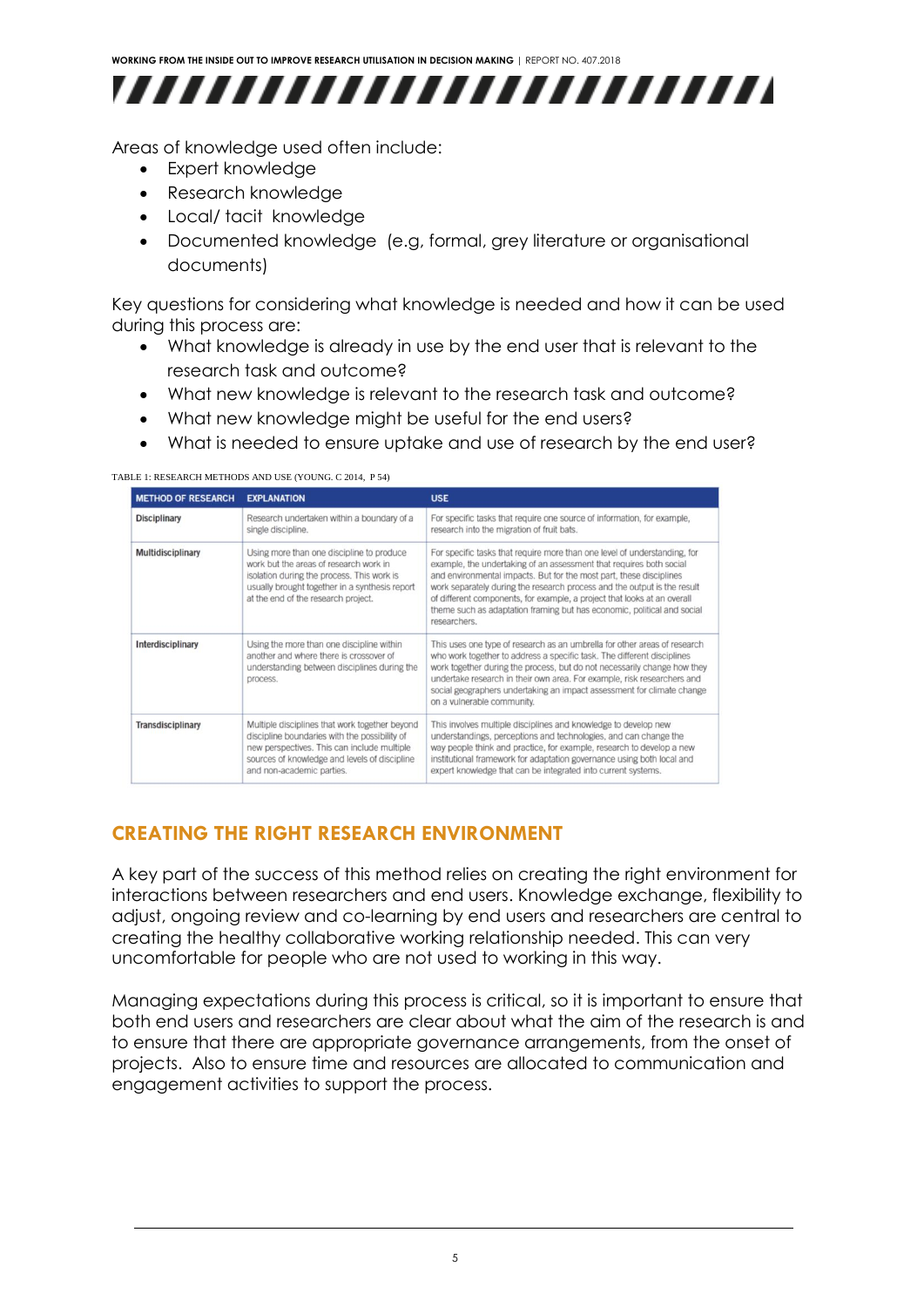Areas of knowledge used often include:

- Expert knowledge
- Research knowledge
- Local/ tacit  knowledge
- Documented knowledge  (e.g, formal, grey literature or organisational documents)

Key questions for considering what knowledge is needed and how it can be used during this process are:

- What knowledge is already in use by the end user that is relevant to the research task and outcome?
- What new knowledge is relevant to the research task and outcome?
- What new knowledge might be useful for the end users?
- What is needed to ensure uptake and use of research by the end user?

TABLE 1: RESEARCH METHODS AND USE (YOUNG. C 2014,  P 54)

| METHOD OF RESEARCH | EXPLANATION | USE |
|---|---|---|
| Disciplinary | Research undertaken within a boundary of a single discipline. | For specific tasks that require one source of information, for example, research into the migration of fruit bats. |
| Multidisciplinary | Using more than one discipline to produce work but the areas of research work in isolation during the process. This work is usually brought together in a synthesis report at the end of the research project. | For specific tasks that require more than one level of understanding, for example, the undertaking of an assessment that requires both social and environmental impacts. But for the most part, these disciplines work separately during the research process and the output is the result of different components, for example, a project that looks at an overall theme such as adaptation framing but has economic, political and social researchers. |
| Interdisciplinary | Using the more than one discipline within another and where there is crossover of understanding between disciplines during the process. | This uses one type of research as an umbrella for other areas of research who work together to address a specific task. The different disciplines work together during the process, but do not necessarily change how they undertake research in their own area. For example, risk researchers and social geographers undertaking an impact assessment for climate change on a vulnerable community. |
| Transdisciplinary | Multiple disciplines that work together beyond discipline boundaries with the possibility of new perspectives. This can include multiple sources of knowledge and levels of discipline and non-academic parties. | This involves multiple disciplines and knowledge to develop new understandings, perceptions and technologies, and can change the way people think and practice, for example, research to develop a new institutional framework for adaptation governance using both local and expert knowledge that can be integrated into current systems. |

## CREATING THE RIGHT RESEARCH ENVIRONMENT

A key part of the success of this method relies on creating the right environment for interactions between researchers and end users. Knowledge exchange, flexibility to adjust, ongoing review and co-learning by end users and researchers are central to creating the healthy collaborative working relationship needed. This can very uncomfortable for people who are not used to working in this way.

Managing expectations during this process is critical, so it is important to ensure that both end users and researchers are clear about what the aim of the research is and to ensure that there are appropriate governance arrangements, from the onset of projects.  Also to ensure time and resources are allocated to communication and engagement activities to support the process.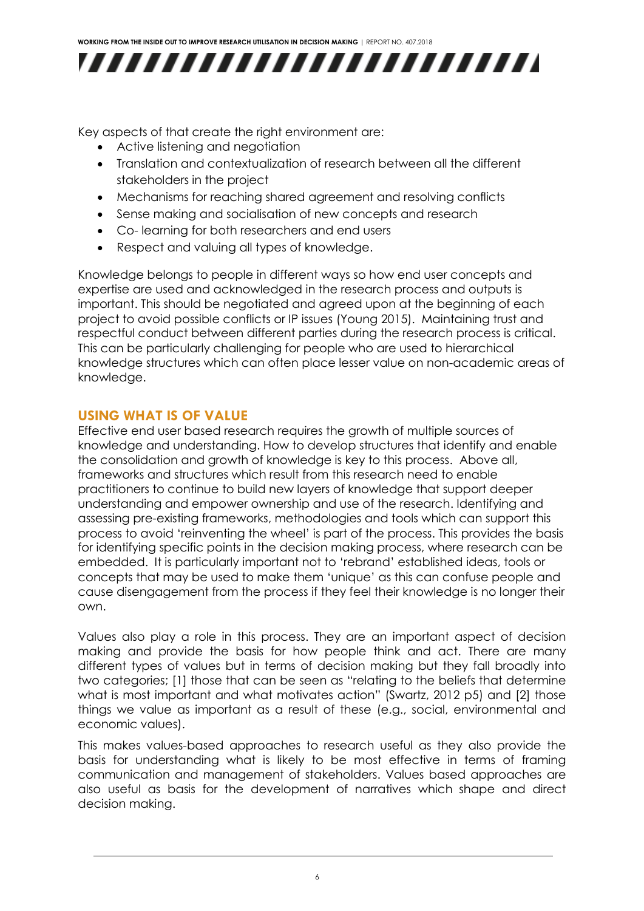Key aspects of that create the right environment are:

- Active listening and negotiation
- Translation and contextualization of research between all the different stakeholders in the project
- Mechanisms for reaching shared agreement and resolving conflicts
- Sense making and socialisation of new concepts and research
- Co- learning for both researchers and end users
- Respect and valuing all types of knowledge.

Knowledge belongs to people in different ways so how end user concepts and expertise are used and acknowledged in the research process and outputs is important. This should be negotiated and agreed upon at the beginning of each project to avoid possible conflicts or IP issues (Young 2015). Maintaining trust and respectful conduct between different parties during the research process is critical. This can be particularly challenging for people who are used to hierarchical knowledge structures which can often place lesser value on non-academic areas of knowledge.

## USING WHAT IS OF VALUE

Effective end user based research requires the growth of multiple sources of knowledge and understanding. How to develop structures that identify and enable the consolidation and growth of knowledge is key to this process. Above all, frameworks and structures which result from this research need to enable practitioners to continue to build new layers of knowledge that support deeper understanding and empower ownership and use of the research. Identifying and assessing pre-existing frameworks, methodologies and tools which can support this process to avoid 'reinventing the wheel' is part of the process. This provides the basis for identifying specific points in the decision making process, where research can be embedded. It is particularly important not to 'rebrand' established ideas, tools or concepts that may be used to make them 'unique' as this can confuse people and cause disengagement from the process if they feel their knowledge is no longer their own.

Values also play a role in this process. They are an important aspect of decision making and provide the basis for how people think and act. There are many different types of values but in terms of decision making but they fall broadly into two categories; [1] those that can be seen as "relating to the beliefs that determine what is most important and what motivates action" (Swartz, 2012 p5) and [2] those things we value as important as a result of these (e.g., social, environmental and economic values).

This makes values-based approaches to research useful as they also provide the basis for understanding what is likely to be most effective in terms of framing communication and management of stakeholders. Values based approaches are also useful as basis for the development of narratives which shape and direct decision making.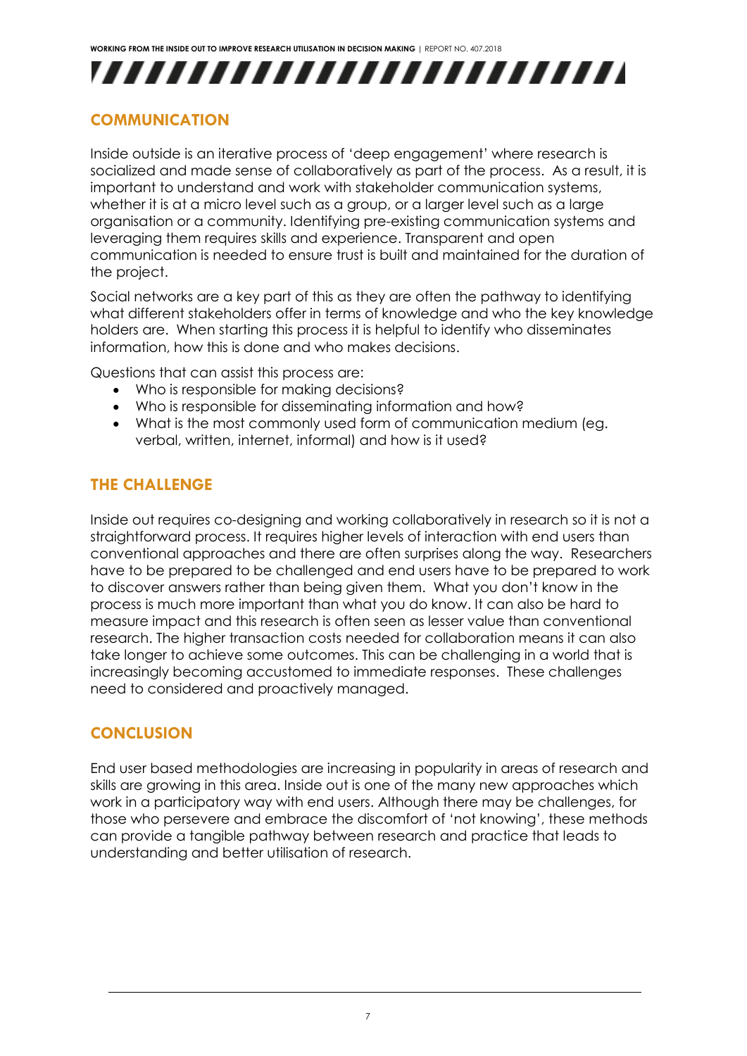## COMMUNICATION

Inside outside is an iterative process of 'deep engagement' where research is socialized and made sense of collaboratively as part of the process. As a result, it is important to understand and work with stakeholder communication systems, whether it is at a micro level such as a group, or a larger level such as a large organisation or a community. Identifying pre-existing communication systems and leveraging them requires skills and experience. Transparent and open communication is needed to ensure trust is built and maintained for the duration of the project.

Social networks are a key part of this as they are often the pathway to identifying what different stakeholders offer in terms of knowledge and who the key knowledge holders are. When starting this process it is helpful to identify who disseminates information, how this is done and who makes decisions.

Questions that can assist this process are:

- Who is responsible for making decisions?
- Who is responsible for disseminating information and how?
- What is the most commonly used form of communication medium (eg. verbal, written, internet, informal) and how is it used?

## THE CHALLENGE

Inside out requires co-designing and working collaboratively in research so it is not a straightforward process. It requires higher levels of interaction with end users than conventional approaches and there are often surprises along the way. Researchers have to be prepared to be challenged and end users have to be prepared to work to discover answers rather than being given them. What you don't know in the process is much more important than what you do know. It can also be hard to measure impact and this research is often seen as lesser value than conventional research. The higher transaction costs needed for collaboration means it can also take longer to achieve some outcomes. This can be challenging in a world that is increasingly becoming accustomed to immediate responses. These challenges need to considered and proactively managed.

## CONCLUSION

End user based methodologies are increasing in popularity in areas of research and skills are growing in this area. Inside out is one of the many new approaches which work in a participatory way with end users. Although there may be challenges, for those who persevere and embrace the discomfort of 'not knowing', these methods can provide a tangible pathway between research and practice that leads to understanding and better utilisation of research.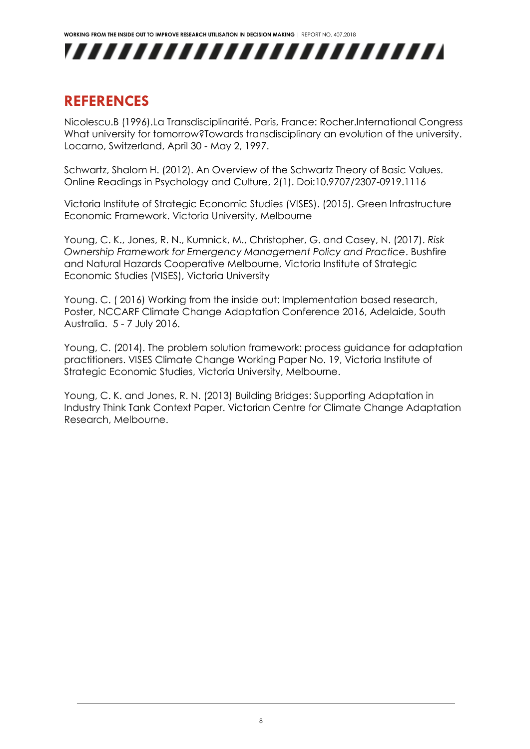## REFERENCES

Nicolescu.B (1996).La Transdisciplinarité. Paris, France: Rocher.International Congress What university for tomorrow?Towards transdisciplinary an evolution of the university. Locarno, Switzerland, April 30 - May 2, 1997.

Schwartz, Shalom H. (2012). An Overview of the Schwartz Theory of Basic Values. Online Readings in Psychology and Culture, 2(1). Doi:10.9707/2307-0919.1116

Victoria Institute of Strategic Economic Studies (VISES). (2015). Green Infrastructure Economic Framework. Victoria University, Melbourne

Young, C. K., Jones, R. N., Kumnick, M., Christopher, G. and Casey, N. (2017). *Risk Ownership Framework for Emergency Management Policy and Practice*. Bushfire and Natural Hazards Cooperative Melbourne, Victoria Institute of Strategic Economic Studies (VISES), Victoria University

Young. C. ( 2016) Working from the inside out: Implementation based research, Poster, NCCARF Climate Change Adaptation Conference 2016, Adelaide, South Australia. 5 - 7 July 2016.

Young, C. (2014). The problem solution framework: process guidance for adaptation practitioners. VISES Climate Change Working Paper No. 19, Victoria Institute of Strategic Economic Studies, Victoria University, Melbourne.

Young, C. K. and Jones, R. N. (2013) Building Bridges: Supporting Adaptation in Industry Think Tank Context Paper. Victorian Centre for Climate Change Adaptation Research, Melbourne.